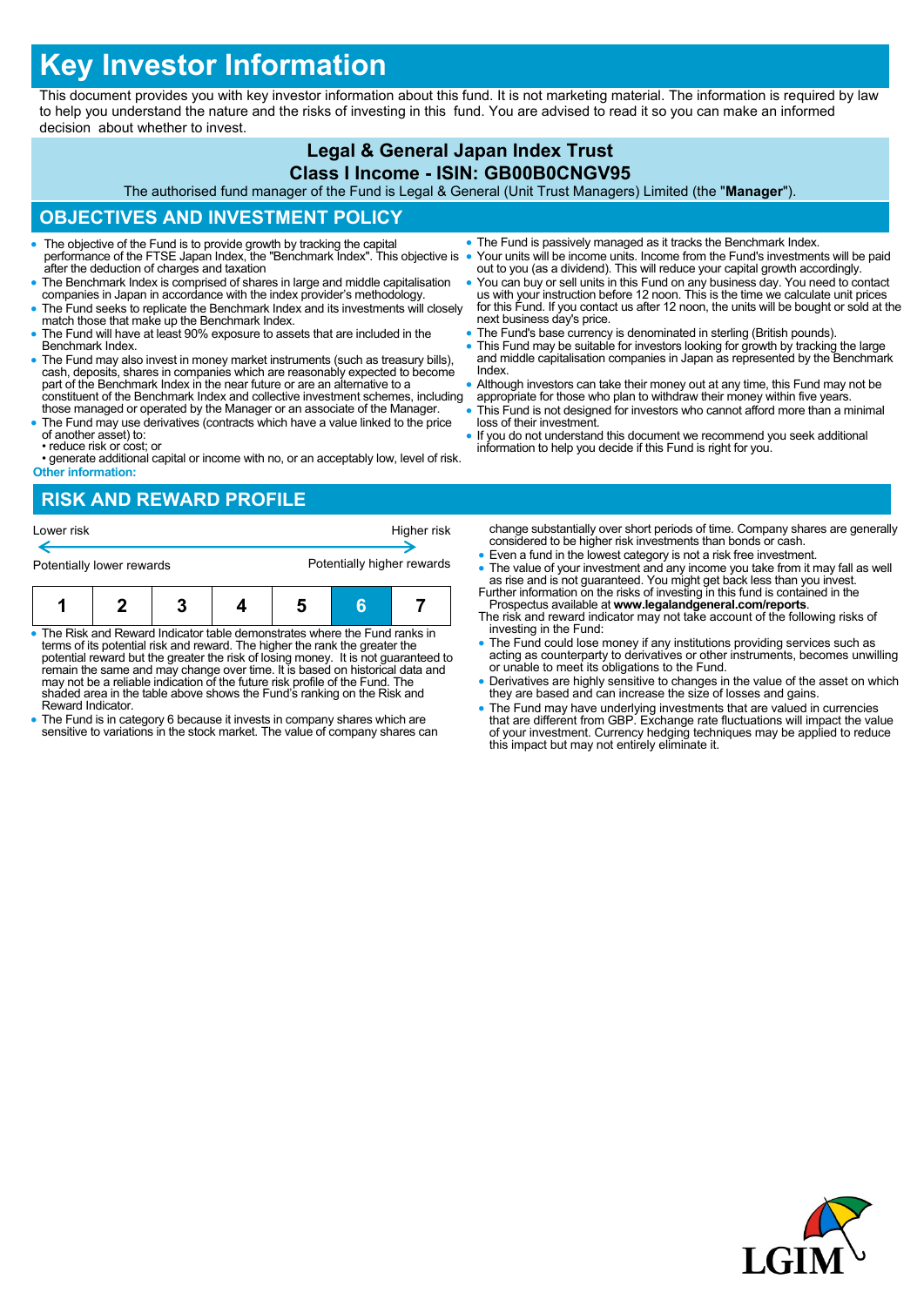# Key Investor Information

This document provides you with key investor information about this fund. It is not marketing material. The information is required by law to help you understand the nature and the risks of investing in this fund. You are advised to read it so you can make an informed decision about whether to invest.

## Legal & General Japan Index Trust

## Class I Income - ISIN: GB00B0CNGV95

The authorised fund manager of the Fund is Legal & General (Unit Trust Managers) Limited (the "**Manager**").

## OBJECTIVES AND INVESTMENT POLICY

- The objective of the Fund is to provide growth by tracking the capital performance of the FTSE Japan Index, the "Benchmark Index". This objective is after the deduction of charges and taxation
- The Benchmark Index is comprised of shares in large and middle capitalisation companies in Japan in accordance with the index provider's methodology.
- The Fund seeks to replicate the Benchmark Index and its investments will closely match those that make up the Benchmark Index.
- The Fund will have at least 90% exposure to assets that are included in the Benchmark Index.
- The Fund may also invest in money market instruments (such as treasury bills), cash, deposits, shares in companies which are reasonably expected to become part of the Benchmark Index in the near future or are an alternative to a constituent of the Benchmark Index and collective investment schemes, including those managed or operated by the Manager or an associate of the Manager.
- The Fund may use derivatives (contracts which have a value linked to the price of another asset) to:
  - reduce risk or cost; or
  - generate additional capital or income with no, or an acceptably low, level of risk.

**Other information:**

- The Fund is passively managed as it tracks the Benchmark Index.
- Your units will be income units. Income from the Fund's investments will be paid out to you (as a dividend). This will reduce your capital growth accordingly.
- You can buy or sell units in this Fund on any business day. You need to contact us with your instruction before 12 noon. This is the time we calculate unit prices for this Fund. If you contact us after 12 noon, the units will be bought or sold at the next business day's price.
- The Fund's base currency is denominated in sterling (British pounds).
- This Fund may be suitable for investors looking for growth by tracking the large and middle capitalisation companies in Japan as represented by the Benchmark Index.
- Although investors can take their money out at any time, this Fund may not be appropriate for those who plan to withdraw their money within five years.
- This Fund is not designed for investors who cannot afford more than a minimal loss of their investment.
- If you do not understand this document we recommend you seek additional information to help you decide if this Fund is right for you.

## RISK AND REWARD PROFILE

| Lower risk | | | | | | Higher risk |
|---|---|---|---|---|---|---|
| Potentially lower rewards | | | | | | Potentially higher rewards |
| 1 | 2 | 3 | 4 | 5 | **6** | 7 |

- The Risk and Reward Indicator table demonstrates where the Fund ranks in terms of its potential risk and reward. The higher the rank the greater the potential reward but the greater the risk of losing money. It is not guaranteed to remain the same and may change over time. It is based on historical data and may not be a reliable indication of the future risk profile of the Fund. The shaded area in the table above shows the Fund's ranking on the Risk and Reward Indicator.
- The Fund is in category 6 because it invests in company shares which are sensitive to variations in the stock market. The value of company shares can change substantially over short periods of time. Company shares are generally considered to be higher risk investments than bonds or cash.
- Even a fund in the lowest category is not a risk free investment.
- The value of your investment and any income you take from it may fall as well as rise and is not guaranteed. You might get back less than you invest.

Further information on the risks of investing in this fund is contained in the Prospectus available at **www.legalandgeneral.com/reports**.

The risk and reward indicator may not take account of the following risks of investing in the Fund:

- The Fund could lose money if any institutions providing services such as acting as counterparty to derivatives or other instruments, becomes unwilling or unable to meet its obligations to the Fund.
- Derivatives are highly sensitive to changes in the value of the asset on which they are based and can increase the size of losses and gains.
- The Fund may have underlying investments that are valued in currencies that are different from GBP. Exchange rate fluctuations will impact the value of your investment. Currency hedging techniques may be applied to reduce this impact but may not entirely eliminate it.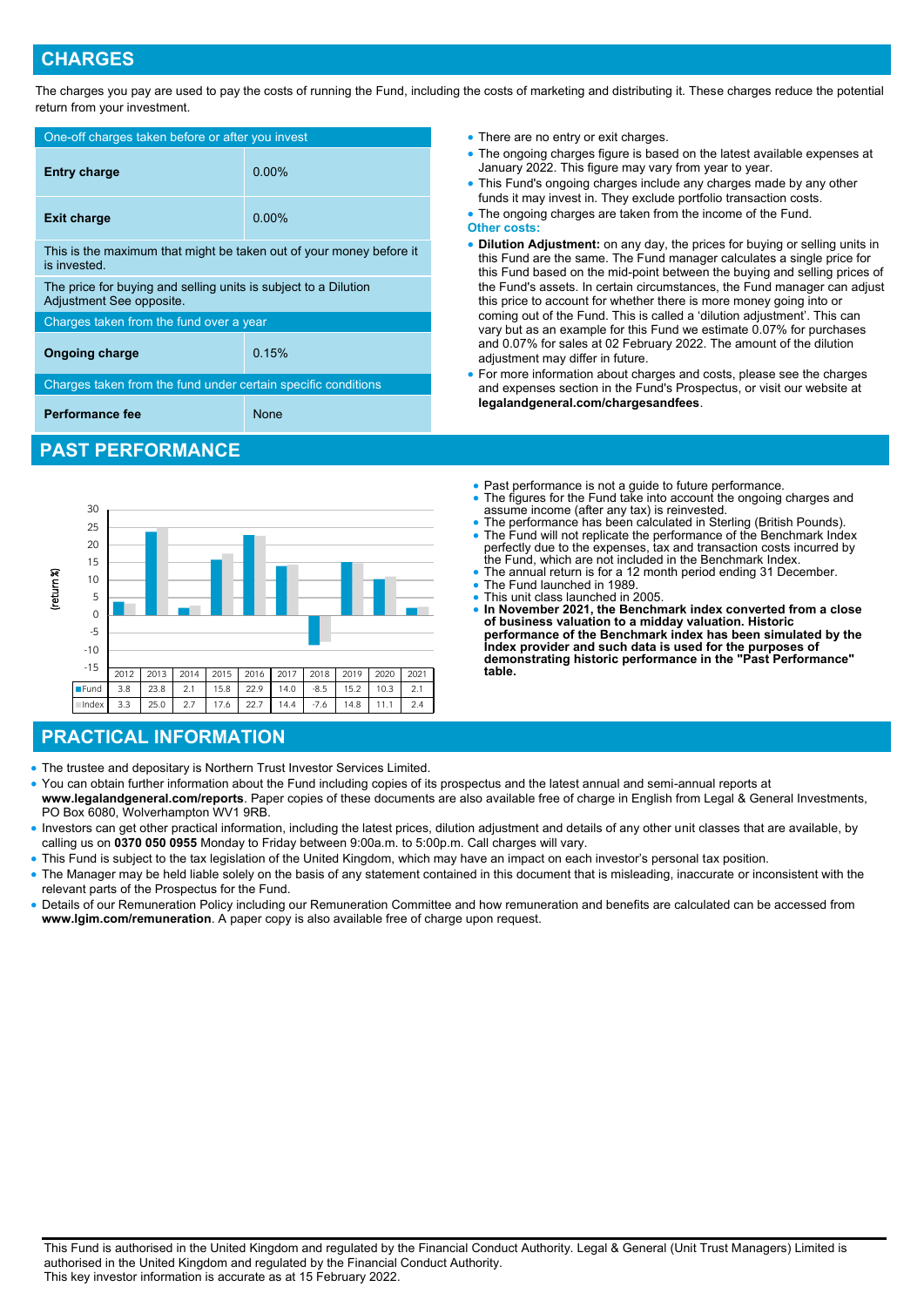## CHARGES

The charges you pay are used to pay the costs of running the Fund, including the costs of marketing and distributing it. These charges reduce the potential return from your investment.

| One-off charges taken before or after you invest | |
|---|---|
| **Entry charge** | 0.00% |
| **Exit charge** | 0.00% |
| This is the maximum that might be taken out of your money before it is invested. | |
| The price for buying and selling units is subject to a Dilution Adjustment See opposite. | |
| Charges taken from the fund over a year | |
| **Ongoing charge** | 0.15% |
| Charges taken from the fund under certain specific conditions | |
| **Performance fee** | None |

- There are no entry or exit charges.
- The ongoing charges figure is based on the latest available expenses at January 2022. This figure may vary from year to year.
- This Fund's ongoing charges include any charges made by any other funds it may invest in. They exclude portfolio transaction costs.
- The ongoing charges are taken from the income of the Fund.

**Other costs:**

- **Dilution Adjustment:** on any day, the prices for buying or selling units in this Fund are the same. The Fund manager calculates a single price for this Fund based on the mid-point between the buying and selling prices of the Fund's assets. In certain circumstances, the Fund manager can adjust this price to account for whether there is more money going into or coming out of the Fund. This is called a 'dilution adjustment'. This can vary but as an example for this Fund we estimate 0.07% for purchases and 0.07% for sales at 02 February 2022. The amount of the dilution adjustment may differ in future.
- For more information about charges and costs, please see the charges and expenses section in the Fund's Prospectus, or visit our website at **legalandgeneral.com/chargesandfees**.

## PAST PERFORMANCE

(return %)

30
25
20
15
10
5
0
-5
-10
-15

2012 2013 2014 2015 2016 2017 2018 2019 2020 2021

Fund 3.8 23.8 2.1 15.8 22.9 14.0 -8.5 15.2 10.3 2.1

Index 3.3 25.0 2.7 17.6 22.7 14.4 -7.6 14.8 11.1 2.4

- Past performance is not a guide to future performance.
- The figures for the Fund take into account the ongoing charges and assume income (after any tax) is reinvested.
- The performance has been calculated in Sterling (British Pounds).
- The Fund will not replicate the performance of the Benchmark Index perfectly due to the expenses, tax and transaction costs incurred by the Fund, which are not included in the Benchmark Index.
- The annual return is for a 12 month period ending 31 December.
- The Fund launched in 1989.
- This unit class launched in 2005.
- **In November 2021, the Benchmark index converted from a close of business valuation to a midday valuation. Historic performance of the Benchmark index has been simulated by the Index provider and such data is used for the purposes of demonstrating historic performance in the "Past Performance" table.**

## PRACTICAL INFORMATION

- The trustee and depositary is Northern Trust Investor Services Limited.
- You can obtain further information about the Fund including copies of its prospectus and the latest annual and semi-annual reports at **www.legalandgeneral.com/reports**. Paper copies of these documents are also available free of charge in English from Legal & General Investments, PO Box 6080, Wolverhampton WV1 9RB.
- Investors can get other practical information, including the latest prices, dilution adjustment and details of any other unit classes that are available, by calling us on **0370 050 0955** Monday to Friday between 9:00a.m. to 5:00p.m. Call charges will vary.
- This Fund is subject to the tax legislation of the United Kingdom, which may have an impact on each investor's personal tax position.
- The Manager may be held liable solely on the basis of any statement contained in this document that is misleading, inaccurate or inconsistent with the relevant parts of the Prospectus for the Fund.
- Details of our Remuneration Policy including our Remuneration Committee and how remuneration and benefits are calculated can be accessed from **www.lgim.com/remuneration**. A paper copy is also available free of charge upon request.

This Fund is authorised in the United Kingdom and regulated by the Financial Conduct Authority. Legal & General (Unit Trust Managers) Limited is authorised in the United Kingdom and regulated by the Financial Conduct Authority.
This key investor information is accurate as at 15 February 2022.